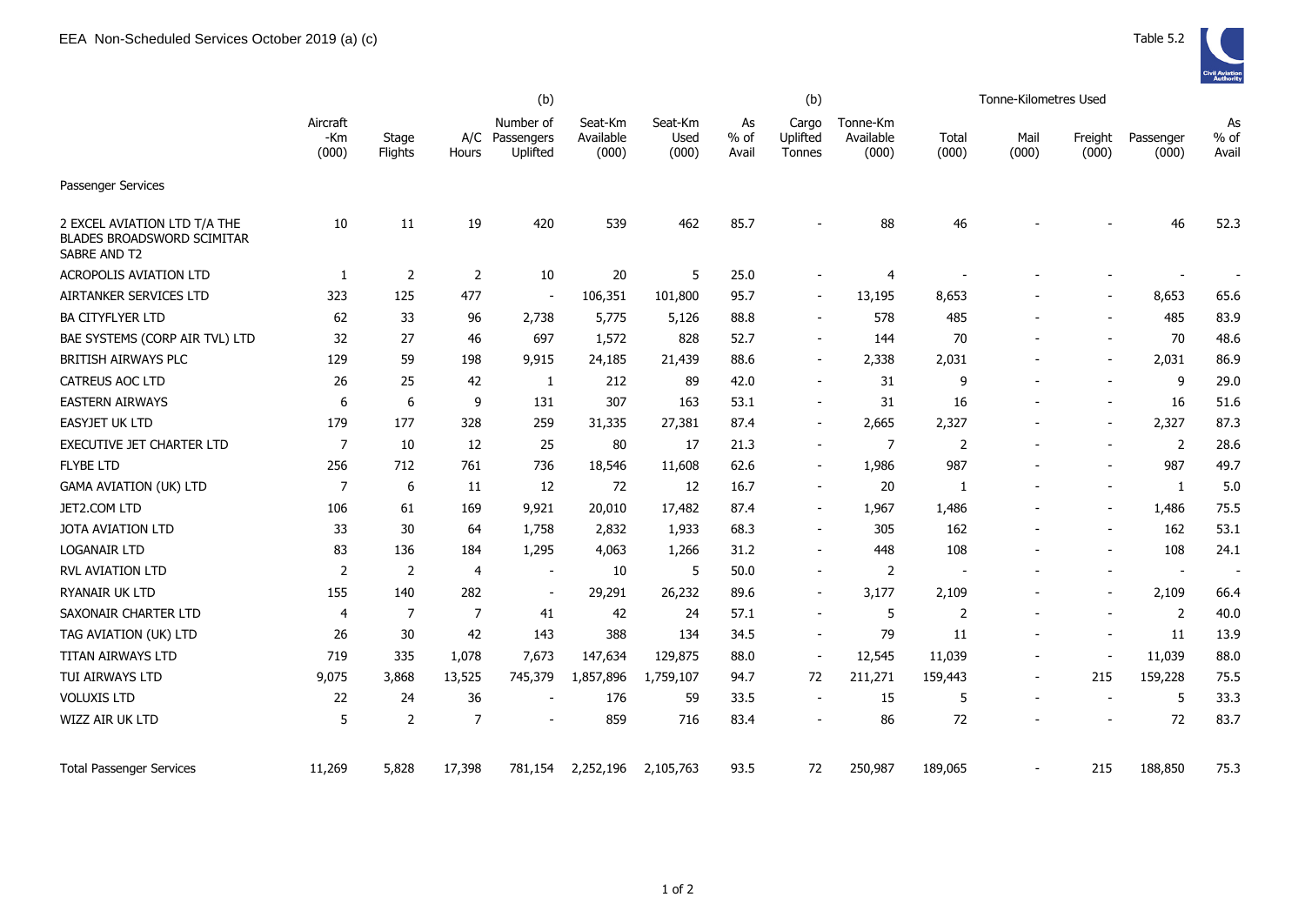EEA Non-Scheduled Services October 2019 (a) (c)

Table 5.2

| | Aircraft -Km (000) | Stage Flights | A/C Hours | (b) Number of Passengers Uplifted | Seat-Km Available (000) | Seat-Km Used (000) | As % of Avail | (b) Cargo Uplifted Tonnes | Tonne-Km Available (000) | Tonne-Kilometres Used Total (000) | Mail (000) | Freight (000) | Passenger (000) | As % of Avail |
|---|---|---|---|---|---|---|---|---|---|---|---|---|---|---|
| Passenger Services | | | | | | | | | | | | | | |
| 2 EXCEL AVIATION LTD T/A THE BLADES BROADSWORD SCIMITAR SABRE AND T2 | 10 | 11 | 19 | 420 | 539 | 462 | 85.7 | - | 88 | 46 | - | - | 46 | 52.3 |
| ACROPOLIS AVIATION LTD | 1 | 2 | 2 | 10 | 20 | 5 | 25.0 | - | 4 | - | - | - | - | - |
| AIRTANKER SERVICES LTD | 323 | 125 | 477 | - | 106,351 | 101,800 | 95.7 | - | 13,195 | 8,653 | - | - | 8,653 | 65.6 |
| BA CITYFLYER LTD | 62 | 33 | 96 | 2,738 | 5,775 | 5,126 | 88.8 | - | 578 | 485 | - | - | 485 | 83.9 |
| BAE SYSTEMS (CORP AIR TVL) LTD | 32 | 27 | 46 | 697 | 1,572 | 828 | 52.7 | - | 144 | 70 | - | - | 70 | 48.6 |
| BRITISH AIRWAYS PLC | 129 | 59 | 198 | 9,915 | 24,185 | 21,439 | 88.6 | - | 2,338 | 2,031 | - | - | 2,031 | 86.9 |
| CATREUS AOC LTD | 26 | 25 | 42 | 1 | 212 | 89 | 42.0 | - | 31 | 9 | - | - | 9 | 29.0 |
| EASTERN AIRWAYS | 6 | 6 | 9 | 131 | 307 | 163 | 53.1 | - | 31 | 16 | - | - | 16 | 51.6 |
| EASYJET UK LTD | 179 | 177 | 328 | 259 | 31,335 | 27,381 | 87.4 | - | 2,665 | 2,327 | - | - | 2,327 | 87.3 |
| EXECUTIVE JET CHARTER LTD | 7 | 10 | 12 | 25 | 80 | 17 | 21.3 | - | 7 | 2 | - | - | 2 | 28.6 |
| FLYBE LTD | 256 | 712 | 761 | 736 | 18,546 | 11,608 | 62.6 | - | 1,986 | 987 | - | - | 987 | 49.7 |
| GAMA AVIATION (UK) LTD | 7 | 6 | 11 | 12 | 72 | 12 | 16.7 | - | 20 | 1 | - | - | 1 | 5.0 |
| JET2.COM LTD | 106 | 61 | 169 | 9,921 | 20,010 | 17,482 | 87.4 | - | 1,967 | 1,486 | - | - | 1,486 | 75.5 |
| JOTA AVIATION LTD | 33 | 30 | 64 | 1,758 | 2,832 | 1,933 | 68.3 | - | 305 | 162 | - | - | 162 | 53.1 |
| LOGANAIR LTD | 83 | 136 | 184 | 1,295 | 4,063 | 1,266 | 31.2 | - | 448 | 108 | - | - | 108 | 24.1 |
| RVL AVIATION LTD | 2 | 2 | 4 | - | 10 | 5 | 50.0 | - | 2 | - | - | - | - | - |
| RYANAIR UK LTD | 155 | 140 | 282 | - | 29,291 | 26,232 | 89.6 | - | 3,177 | 2,109 | - | - | 2,109 | 66.4 |
| SAXONAIR CHARTER LTD | 4 | 7 | 7 | 41 | 42 | 24 | 57.1 | - | 5 | 2 | - | - | 2 | 40.0 |
| TAG AVIATION (UK) LTD | 26 | 30 | 42 | 143 | 388 | 134 | 34.5 | - | 79 | 11 | - | - | 11 | 13.9 |
| TITAN AIRWAYS LTD | 719 | 335 | 1,078 | 7,673 | 147,634 | 129,875 | 88.0 | - | 12,545 | 11,039 | - | - | 11,039 | 88.0 |
| TUI AIRWAYS LTD | 9,075 | 3,868 | 13,525 | 745,379 | 1,857,896 | 1,759,107 | 94.7 | 72 | 211,271 | 159,443 | - | 215 | 159,228 | 75.5 |
| VOLUXIS LTD | 22 | 24 | 36 | - | 176 | 59 | 33.5 | - | 15 | 5 | - | - | 5 | 33.3 |
| WIZZ AIR UK LTD | 5 | 2 | 7 | - | 859 | 716 | 83.4 | - | 86 | 72 | - | - | 72 | 83.7 |
| Total Passenger Services | 11,269 | 5,828 | 17,398 | 781,154 | 2,252,196 | 2,105,763 | 93.5 | 72 | 250,987 | 189,065 | - | 215 | 188,850 | 75.3 |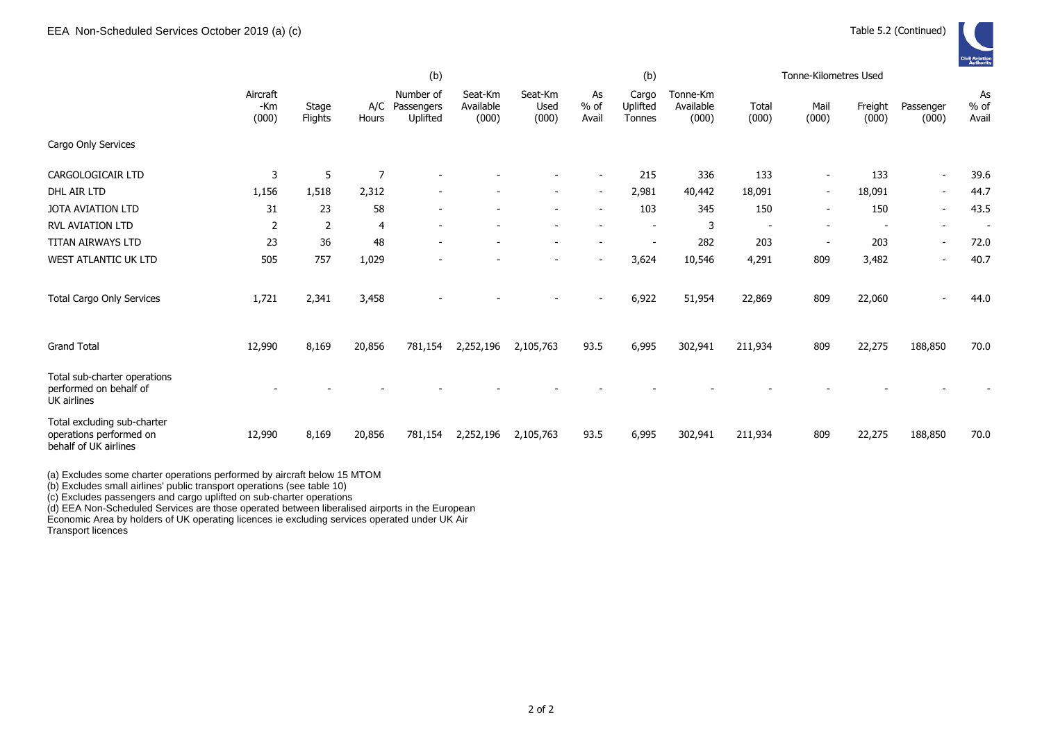EEA Non-Scheduled Services October 2019 (a) (c)

Table 5.2 (Continued)

| | Aircraft -Km (000) | Stage Flights | A/C Hours | (b) Number of Passengers Uplifted | Seat-Km Available (000) | Seat-Km Used (000) | As % of Avail | (b) Cargo Uplifted Tonnes | Tonne-Km Available (000) | Tonne-Kilometres Used Total (000) | Mail (000) | Freight (000) | Passenger (000) | As % of Avail |
|---|---|---|---|---|---|---|---|---|---|---|---|---|---|---|
| Cargo Only Services | | | | | | | | | | | | | | |
| CARGOLOGICAIR LTD | 3 | 5 | 7 | - | - | - | - | 215 | 336 | 133 | - | 133 | - | 39.6 |
| DHL AIR LTD | 1,156 | 1,518 | 2,312 | - | - | - | - | 2,981 | 40,442 | 18,091 | - | 18,091 | - | 44.7 |
| JOTA AVIATION LTD | 31 | 23 | 58 | - | - | - | - | 103 | 345 | 150 | - | 150 | - | 43.5 |
| RVL AVIATION LTD | 2 | 2 | 4 | - | - | - | - | - | 3 | - | - | - | - | - |
| TITAN AIRWAYS LTD | 23 | 36 | 48 | - | - | - | - | - | 282 | 203 | - | 203 | - | 72.0 |
| WEST ATLANTIC UK LTD | 505 | 757 | 1,029 | - | - | - | - | 3,624 | 10,546 | 4,291 | 809 | 3,482 | - | 40.7 |
| Total Cargo Only Services | 1,721 | 2,341 | 3,458 | - | - | - | - | 6,922 | 51,954 | 22,869 | 809 | 22,060 | - | 44.0 |
| Grand Total | 12,990 | 8,169 | 20,856 | 781,154 | 2,252,196 | 2,105,763 | 93.5 | 6,995 | 302,941 | 211,934 | 809 | 22,275 | 188,850 | 70.0 |
| Total sub-charter operations performed on behalf of UK airlines | - | - | - | - | - | - | - | - | - | - | - | - | - | - |
| Total excluding sub-charter operations performed on behalf of UK airlines | 12,990 | 8,169 | 20,856 | 781,154 | 2,252,196 | 2,105,763 | 93.5 | 6,995 | 302,941 | 211,934 | 809 | 22,275 | 188,850 | 70.0 |

(a) Excludes some charter operations performed by aircraft below 15 MTOM
(b) Excludes small airlines' public transport operations (see table 10)
(c) Excludes passengers and cargo uplifted on sub-charter operations
(d) EEA Non-Scheduled Services are those operated between liberalised airports in the European Economic Area by holders of UK operating licences ie excluding services operated under UK Air Transport licences